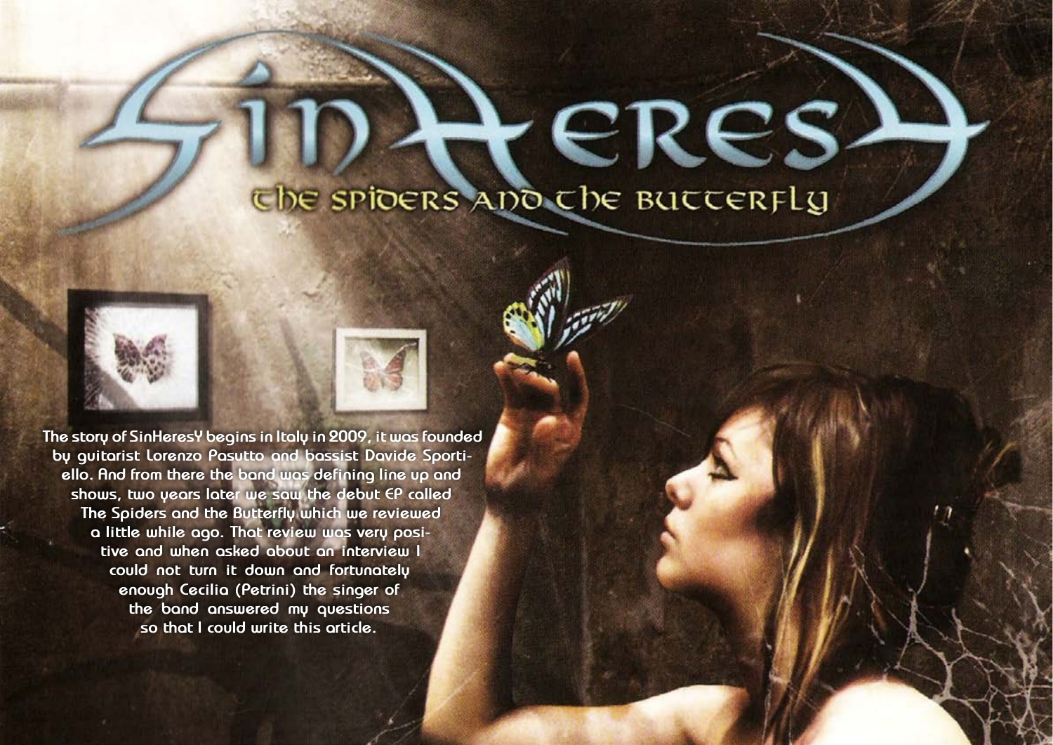# SinHeresY

## The Spiders and the Butterfly

The story of SinHeresY begins in Italy in 2009, it was founded by guitarist Lorenzo Pasutto and bassist Davide Sportiello. And from there the band was defining line up and shows, two years later we saw the debut EP called The Spiders and the Butterfly which we reviewed a little while ago. That review was very positive and when asked about an interview I could not turn it down and fortunately enough Cecilia (Petrini) the singer of the band answered my questions so that I could write this article.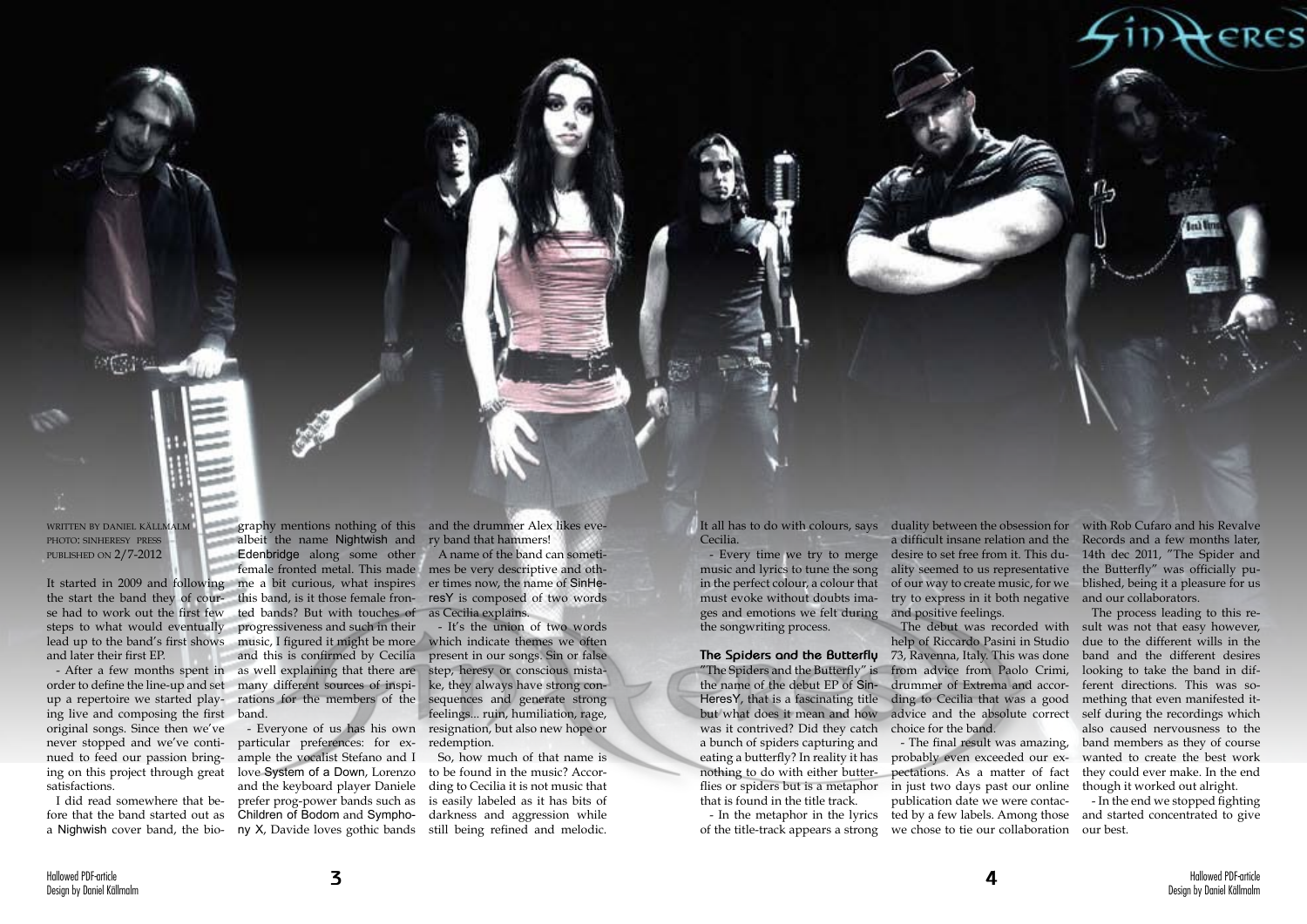WRITTEN BY DANIEL KÄLLMALM
PHOTO: SINHERESY PRESS
PUBLISHED ON 2/7-2012

It started in 2009 and following the start the band they of course had to work out the first few steps to what would eventually lead up to the band's first shows and later their first EP.

- After a few months spent in order to define the line-up and set up a repertoire we started playing live and composing the first original songs. Since then we've never stopped and we've continued to feed our passion bringing on this project through great satisfactions.

I did read somewhere that before that the band started out as a Nighwish cover band, the biography mentions nothing of this albeit the name Nightwish and Edenbridge along some other female fronted metal. This made me a bit curious, what inspires this band, is it those female fronted bands? But with touches of progressiveness and such in their music, I figured it might be more and this is confirmed by Cecilia as well explaining that there are many different sources of inspirations for the members of the band.

- Everyone of us has his own particular preferences: for example the vocalist Stefano and I love System of a Down, Lorenzo and the keyboard player Daniele prefer prog-power bands such as Children of Bodom and Symphony X, Davide loves gothic bands and the drummer Alex likes every band that hammers!

A name of the band can sometimes be very descriptive and other times now, the name of SinHeresY is composed of two words as Cecilia explains.

- It's the union of two words which indicate themes we often present in our songs. Sin or false step, heresy or conscious mistake, they always have strong consequences and generate strong feelings... ruin, humiliation, rage, resignation, but also new hope or redemption.

So, how much of that name is to be found in the music? According to Cecilia it is not music that is easily labeled as it has bits of darkness and aggression while still being refined and melodic. It all has to do with colours, says Cecilia.

- Every time we try to merge music and lyrics to tune the song in the perfect colour, a colour that must evoke without doubts images and emotions we felt during the songwriting process.

## The Spiders and the Butterfly

"The Spiders and the Butterfly" is the name of the debut EP of SinHeresY, that is a fascinating title but what does it mean and how was it contrived? Did they catch a bunch of spiders capturing and eating a butterfly? In reality it has nothing to do with either butterflies or spiders but is a metaphor that is found in the title track.

- In the metaphor in the lyrics of the title-track appears a strong duality between the obsession for a difficult insane relation and the desire to set free from it. This duality seemed to us representative of our way to create music, for we try to express in it both negative and positive feelings.

The debut was recorded with help of Riccardo Pasini in Studio 73, Ravenna, Italy. This was done from advice from Paolo Crimi, drummer of Extrema and according to Cecilia that was a good advice and the absolute correct choice for the band.

- The final result was amazing, probably even exceeded our expectations. As a matter of fact in just two days past our online publication date we were contacted by a few labels. Among those we chose to tie our collaboration with Rob Cufaro and his Revalve Records and a few months later, 14th dec 2011, "The Spider and the Butterfly" was officially published, being it a pleasure for us and our collaborators.

The process leading to this result was not that easy however, due to the different wills in the band and the different desires looking to take the band in different directions. This was something that even manifested itself during the recordings which also caused nervousness to the band members as they of course wanted to create the best work they could ever make. In the end though it worked out alright.

- In the end we stopped fighting and started concentrated to give our best.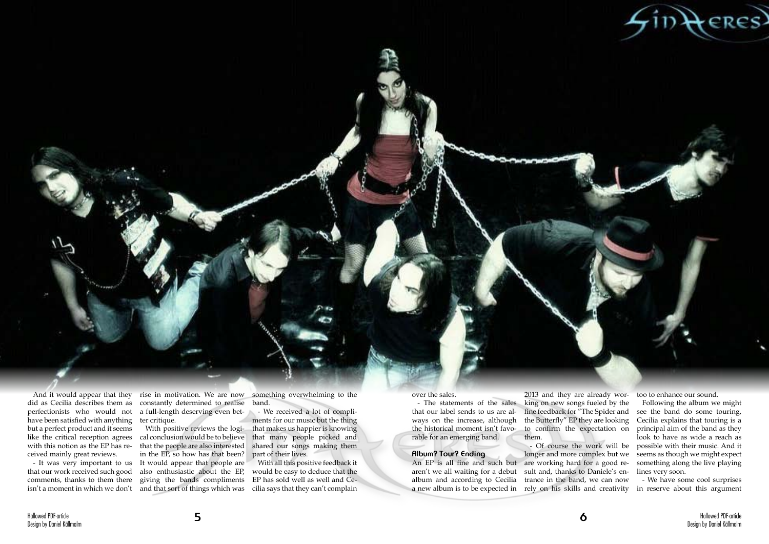And it would appear that they did as Cecilia describes them as perfectionists who would not have been satisfied with anything but a perfect product and it seems like the critical reception agrees with this notion as the EP has received mainly great reviews.

- It was very important to us that our work received such good comments, thanks to them there isn't a moment in which we don't rise in motivation. We are now constantly determined to realise a full-length deserving even better critique.

With positive reviews the logical conclusion would be to believe that the people are also interested in the EP, so how has that been? It would appear that people are also enthusiastic about the EP, giving the bands compliments and that sort of things which was something overwhelming to the band.

- We received a lot of compliments for our music but the thing that makes us happier is knowing that many people picked and shared our songs making them part of their lives.

With all this positive feedback it would be easy to deduce that the EP has sold well as well and Cecilia says that they can't complain over the sales.

- The statements of the sales that our label sends to us are always on the increase, although the historical moment isn't favorable for an emerging band.

### Album? Tour? Ending

An EP is all fine and such but aren't we all waiting for a debut album and according to Cecilia a new album is to be expected in 2013 and they are already working on new songs fueled by the fine feedback for "The Spider and the Butterfly" EP they are looking to confirm the expectation on them.

- Of course the work will be longer and more complex but we are working hard for a good result and, thanks to Daniele's entrance in the band, we can now rely on his skills and creativity too to enhance our sound.

Following the album we might see the band do some touring, Cecilia explains that touring is a principal aim of the band as they look to have as wide a reach as possible with their music. And it seems as though we might expect something along the live playing lines very soon.

- We have some cool surprises in reserve about this argument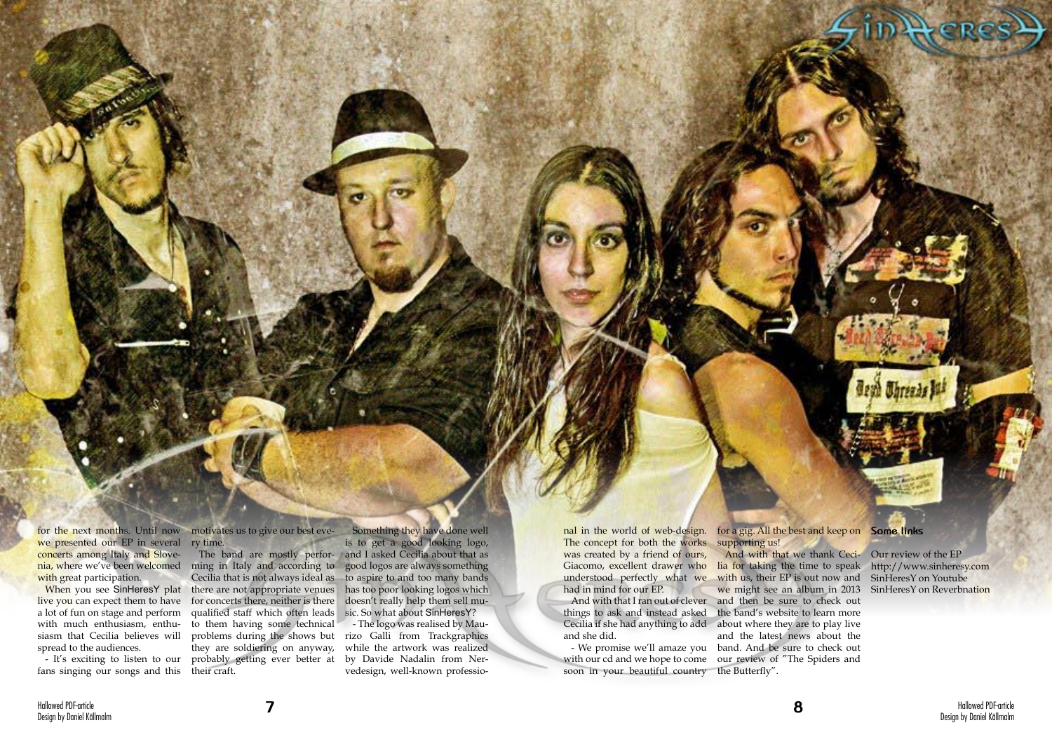for the next months. Until now we presented our EP in several concerts among Italy and Slovenia, where we've been welcomed with great participation.

When you see SinHeresY plat live you can expect them to have a lot of fun on stage and perform with much enthusiasm, enthusiasm that Cecilia believes will spread to the audiences.

- It's exciting to listen to our fans singing our songs and this motivates us to give our best every time.

The band are mostly performing in Italy and according to Cecilia that is not always ideal as there are not appropriate venues for concerts there, neither is there qualified staff which often leads to them having some technical problems during the shows but they are soldiering on anyway, probably getting ever better at their craft.

Something they have done well is to get a good looking logo, and I asked Cecilia about that as good logos are always something to aspire to and too many bands has too poor looking logos which doesn't really help them sell music. So what about SinHeresY?

- The logo was realised by Maurizio Galli from Trackgraphics while the artwork was realized by Davide Nadalin from Nervedesign, well-known professional in the world of web-design. The concept for both the works was created by a friend of ours, Giacomo, excellent drawer who understood perfectly what we had in mind for our EP.

And with that I ran out of clever things to ask and instead asked Cecilia if she had anything to add and she did.

- We promise we'll amaze you with our cd and we hope to come soon in your beautiful country for a gig. All the best and keep on supporting us!

And with that we thank Cecilia for taking the time to speak with us, their EP is out now and we might see an album in 2013 and then be sure to check out the band's website to learn more about where they are to play live and the latest news about the band. And be sure to check out our review of "The Spiders and the Butterfly".

**Some links**

Our review of the EP
http://www.sinheresy.com
SinHeresY on Youtube
SinHeresY on Reverbnation